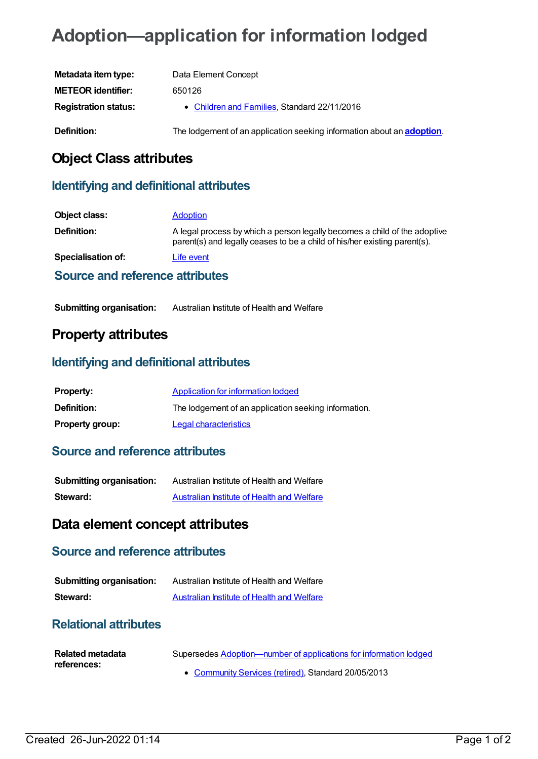# Adoption—application for information lodged

| | |
|---|---|
| **Metadata item type:** | Data Element Concept |
| **METEOR identifier:** | 650126 |
| **Registration status:** | • Children and Families, Standard 22/11/2016 |
| **Definition:** | The lodgement of an application seeking information about an **adoption**. |

## Object Class attributes

### Identifying and definitional attributes

| | |
|---|---|
| **Object class:** | Adoption |
| **Definition:** | A legal process by which a person legally becomes a child of the adoptive parent(s) and legally ceases to be a child of his/her existing parent(s). |
| **Specialisation of:** | Life event |

### Source and reference attributes

| | |
|---|---|
| **Submitting organisation:** | Australian Institute of Health and Welfare |

## Property attributes

### Identifying and definitional attributes

| | |
|---|---|
| **Property:** | Application for information lodged |
| **Definition:** | The lodgement of an application seeking information. |
| **Property group:** | Legal characteristics |

### Source and reference attributes

| | |
|---|---|
| **Submitting organisation:** | Australian Institute of Health and Welfare |
| **Steward:** | Australian Institute of Health and Welfare |

## Data element concept attributes

### Source and reference attributes

| | |
|---|---|
| **Submitting organisation:** | Australian Institute of Health and Welfare |
| **Steward:** | Australian Institute of Health and Welfare |

### Relational attributes

| | |
|---|---|
| **Related metadata references:** | Supersedes Adoption—number of applications for information lodged<br>• Community Services (retired), Standard 20/05/2013 |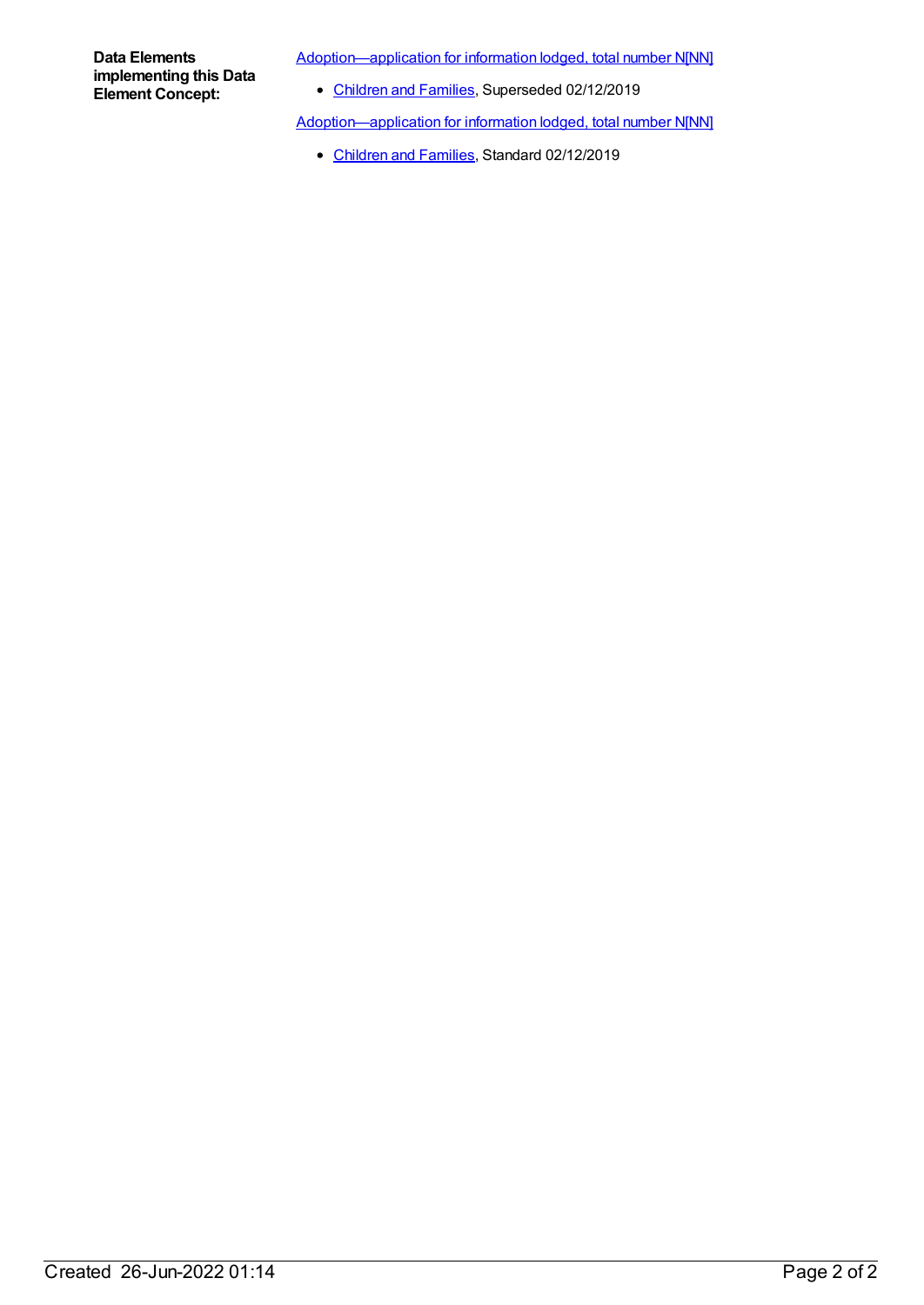**Data Elements implementing this Data Element Concept:**

Adoption—application for information lodged, total number N[NN]

- Children and Families, Superseded 02/12/2019

Adoption—application for information lodged, total number N[NN]

- Children and Families, Standard 02/12/2019